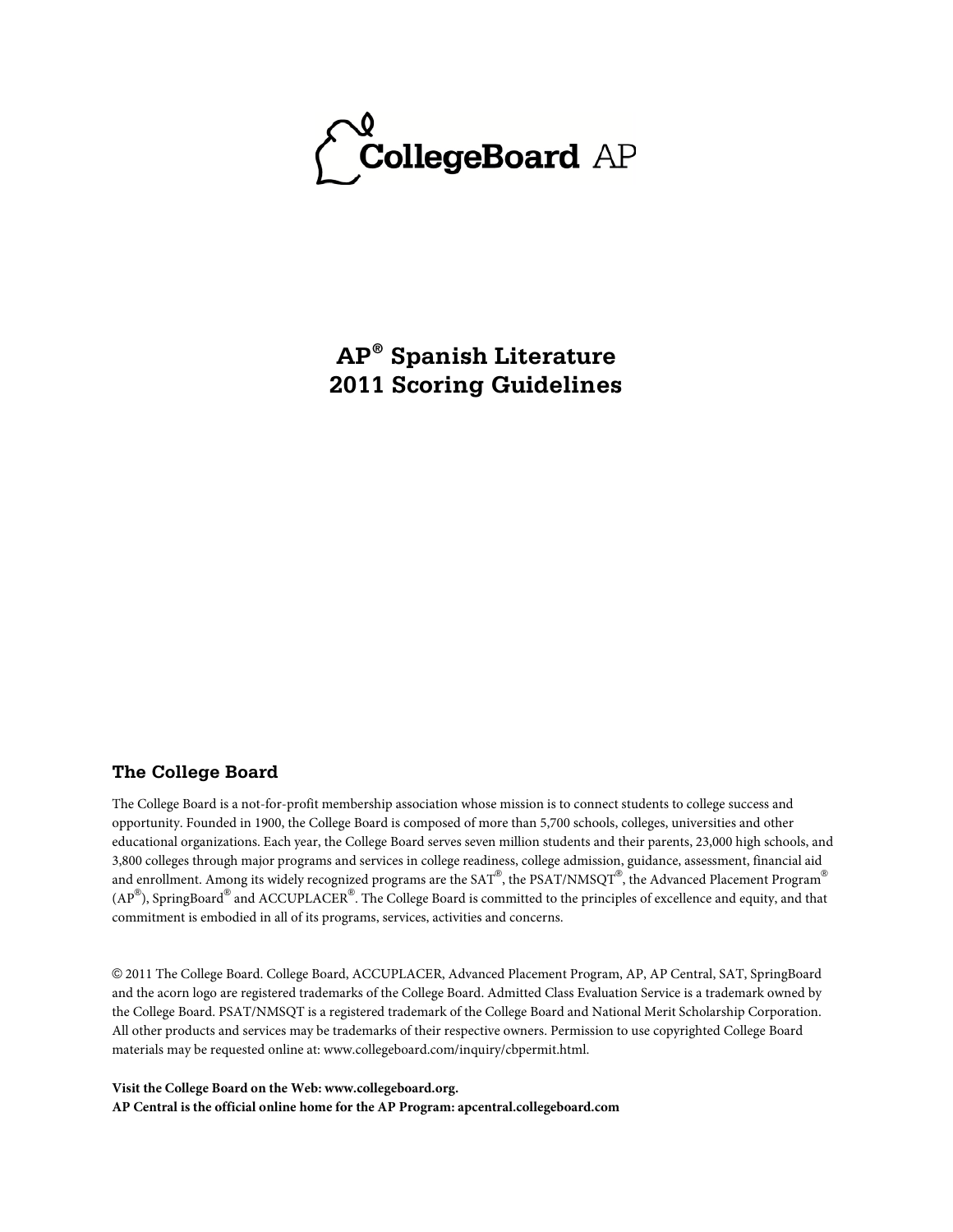CollegeBoard AP

# AP® Spanish Literature 2011 Scoring Guidelines

## The College Board

The College Board is a not-for-profit membership association whose mission is to connect students to college success and opportunity. Founded in 1900, the College Board is composed of more than 5,700 schools, colleges, universities and other educational organizations. Each year, the College Board serves seven million students and their parents, 23,000 high schools, and 3,800 colleges through major programs and services in college readiness, college admission, guidance, assessment, financial aid and enrollment. Among its widely recognized programs are the SAT®, the PSAT/NMSQT®, the Advanced Placement Program® (AP®), SpringBoard® and ACCUPLACER®. The College Board is committed to the principles of excellence and equity, and that commitment is embodied in all of its programs, services, activities and concerns.

© 2011 The College Board. College Board, ACCUPLACER, Advanced Placement Program, AP, AP Central, SAT, SpringBoard and the acorn logo are registered trademarks of the College Board. Admitted Class Evaluation Service is a trademark owned by the College Board. PSAT/NMSQT is a registered trademark of the College Board and National Merit Scholarship Corporation. All other products and services may be trademarks of their respective owners. Permission to use copyrighted College Board materials may be requested online at: www.collegeboard.com/inquiry/cbpermit.html.

**Visit the College Board on the Web: www.collegeboard.org.**
**AP Central is the official online home for the AP Program: apcentral.collegeboard.com**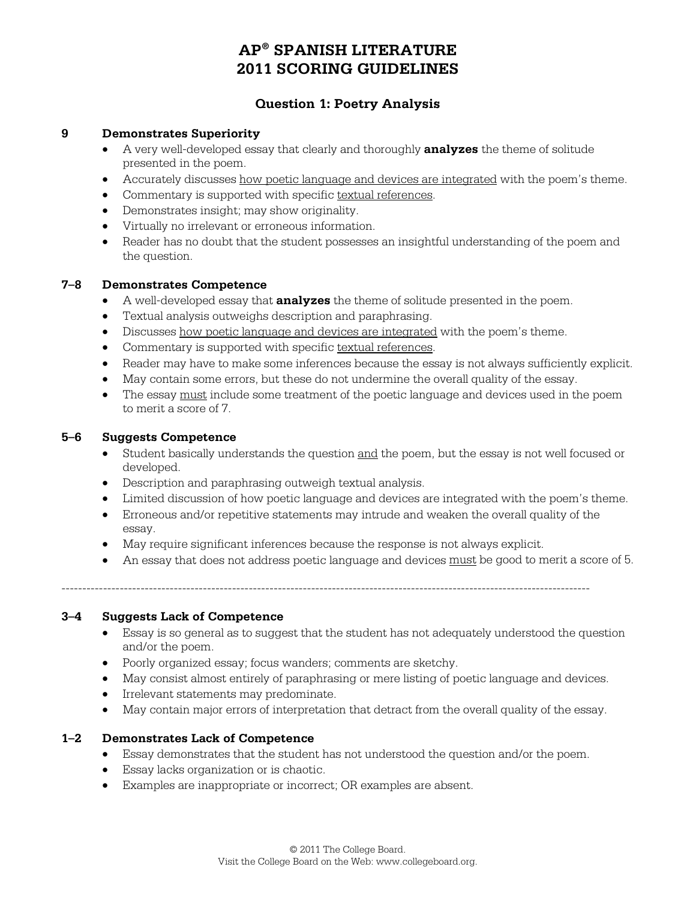# AP® SPANISH LITERATURE 2011 SCORING GUIDELINES

## Question 1: Poetry Analysis

### 9 Demonstrates Superiority

- A very well-developed essay that clearly and thoroughly **analyzes** the theme of solitude presented in the poem.
- Accurately discusses how poetic language and devices are integrated with the poem's theme.
- Commentary is supported with specific textual references.
- Demonstrates insight; may show originality.
- Virtually no irrelevant or erroneous information.
- Reader has no doubt that the student possesses an insightful understanding of the poem and the question.

### 7–8 Demonstrates Competence

- A well-developed essay that **analyzes** the theme of solitude presented in the poem.
- Textual analysis outweighs description and paraphrasing.
- Discusses how poetic language and devices are integrated with the poem's theme.
- Commentary is supported with specific textual references.
- Reader may have to make some inferences because the essay is not always sufficiently explicit.
- May contain some errors, but these do not undermine the overall quality of the essay.
- The essay must include some treatment of the poetic language and devices used in the poem to merit a score of 7.

### 5–6 Suggests Competence

- Student basically understands the question and the poem, but the essay is not well focused or developed.
- Description and paraphrasing outweigh textual analysis.
- Limited discussion of how poetic language and devices are integrated with the poem's theme.
- Erroneous and/or repetitive statements may intrude and weaken the overall quality of the essay.
- May require significant inferences because the response is not always explicit.
- An essay that does not address poetic language and devices must be good to merit a score of 5.

---

### 3–4 Suggests Lack of Competence

- Essay is so general as to suggest that the student has not adequately understood the question and/or the poem.
- Poorly organized essay; focus wanders; comments are sketchy.
- May consist almost entirely of paraphrasing or mere listing of poetic language and devices.
- Irrelevant statements may predominate.
- May contain major errors of interpretation that detract from the overall quality of the essay.

### 1–2 Demonstrates Lack of Competence

- Essay demonstrates that the student has not understood the question and/or the poem.
- Essay lacks organization or is chaotic.
- Examples are inappropriate or incorrect; OR examples are absent.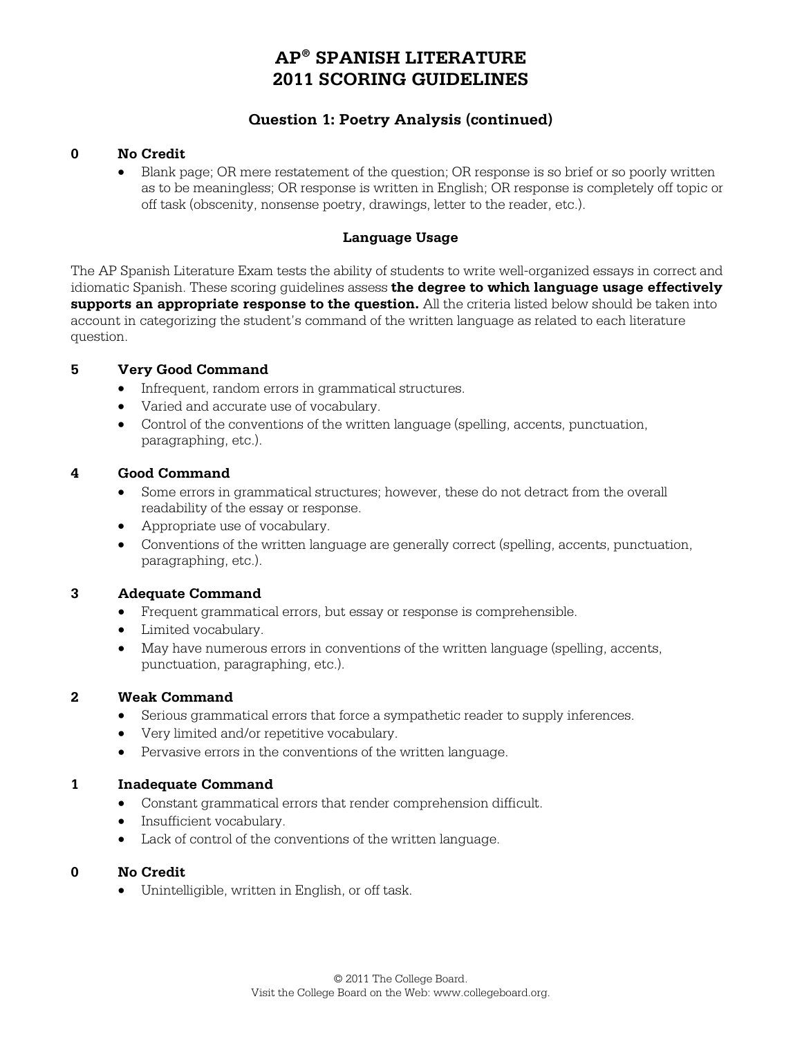# AP® SPANISH LITERATURE 2011 SCORING GUIDELINES

## Question 1: Poetry Analysis (continued)

**0 No Credit**

- Blank page; OR mere restatement of the question; OR response is so brief or so poorly written as to be meaningless; OR response is written in English; OR response is completely off topic or off task (obscenity, nonsense poetry, drawings, letter to the reader, etc.).

### Language Usage

The AP Spanish Literature Exam tests the ability of students to write well-organized essays in correct and idiomatic Spanish. These scoring guidelines assess **the degree to which language usage effectively supports an appropriate response to the question.** All the criteria listed below should be taken into account in categorizing the student's command of the written language as related to each literature question.

**5 Very Good Command**

- Infrequent, random errors in grammatical structures.
- Varied and accurate use of vocabulary.
- Control of the conventions of the written language (spelling, accents, punctuation, paragraphing, etc.).

**4 Good Command**

- Some errors in grammatical structures; however, these do not detract from the overall readability of the essay or response.
- Appropriate use of vocabulary.
- Conventions of the written language are generally correct (spelling, accents, punctuation, paragraphing, etc.).

**3 Adequate Command**

- Frequent grammatical errors, but essay or response is comprehensible.
- Limited vocabulary.
- May have numerous errors in conventions of the written language (spelling, accents, punctuation, paragraphing, etc.).

**2 Weak Command**

- Serious grammatical errors that force a sympathetic reader to supply inferences.
- Very limited and/or repetitive vocabulary.
- Pervasive errors in the conventions of the written language.

**1 Inadequate Command**

- Constant grammatical errors that render comprehension difficult.
- Insufficient vocabulary.
- Lack of control of the conventions of the written language.

**0 No Credit**

- Unintelligible, written in English, or off task.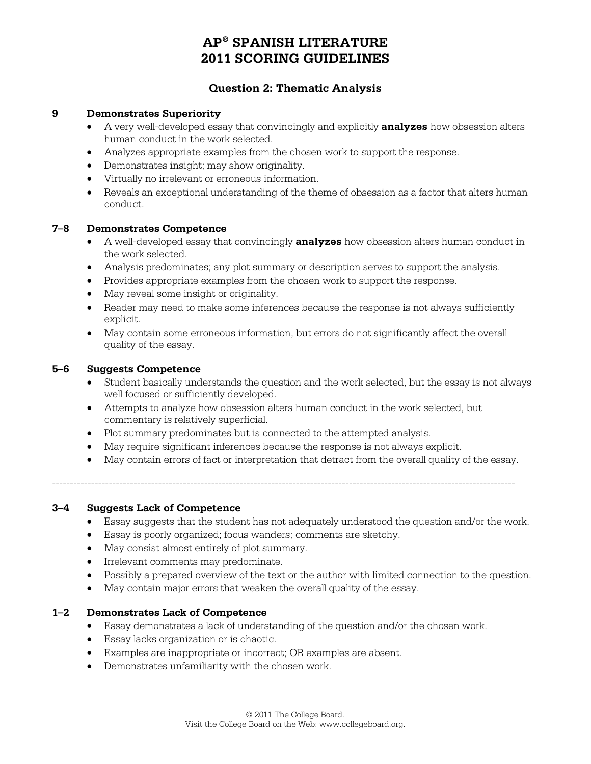# AP® SPANISH LITERATURE
# 2011 SCORING GUIDELINES

## Question 2: Thematic Analysis

### 9 Demonstrates Superiority

- A very well-developed essay that convincingly and explicitly **analyzes** how obsession alters human conduct in the work selected.
- Analyzes appropriate examples from the chosen work to support the response.
- Demonstrates insight; may show originality.
- Virtually no irrelevant or erroneous information.
- Reveals an exceptional understanding of the theme of obsession as a factor that alters human conduct.

### 7–8 Demonstrates Competence

- A well-developed essay that convincingly **analyzes** how obsession alters human conduct in the work selected.
- Analysis predominates; any plot summary or description serves to support the analysis.
- Provides appropriate examples from the chosen work to support the response.
- May reveal some insight or originality.
- Reader may need to make some inferences because the response is not always sufficiently explicit.
- May contain some erroneous information, but errors do not significantly affect the overall quality of the essay.

### 5–6 Suggests Competence

- Student basically understands the question and the work selected, but the essay is not always well focused or sufficiently developed.
- Attempts to analyze how obsession alters human conduct in the work selected, but commentary is relatively superficial.
- Plot summary predominates but is connected to the attempted analysis.
- May require significant inferences because the response is not always explicit.
- May contain errors of fact or interpretation that detract from the overall quality of the essay.

---

### 3–4 Suggests Lack of Competence

- Essay suggests that the student has not adequately understood the question and/or the work.
- Essay is poorly organized; focus wanders; comments are sketchy.
- May consist almost entirely of plot summary.
- Irrelevant comments may predominate.
- Possibly a prepared overview of the text or the author with limited connection to the question.
- May contain major errors that weaken the overall quality of the essay.

### 1–2 Demonstrates Lack of Competence

- Essay demonstrates a lack of understanding of the question and/or the chosen work.
- Essay lacks organization or is chaotic.
- Examples are inappropriate or incorrect; OR examples are absent.
- Demonstrates unfamiliarity with the chosen work.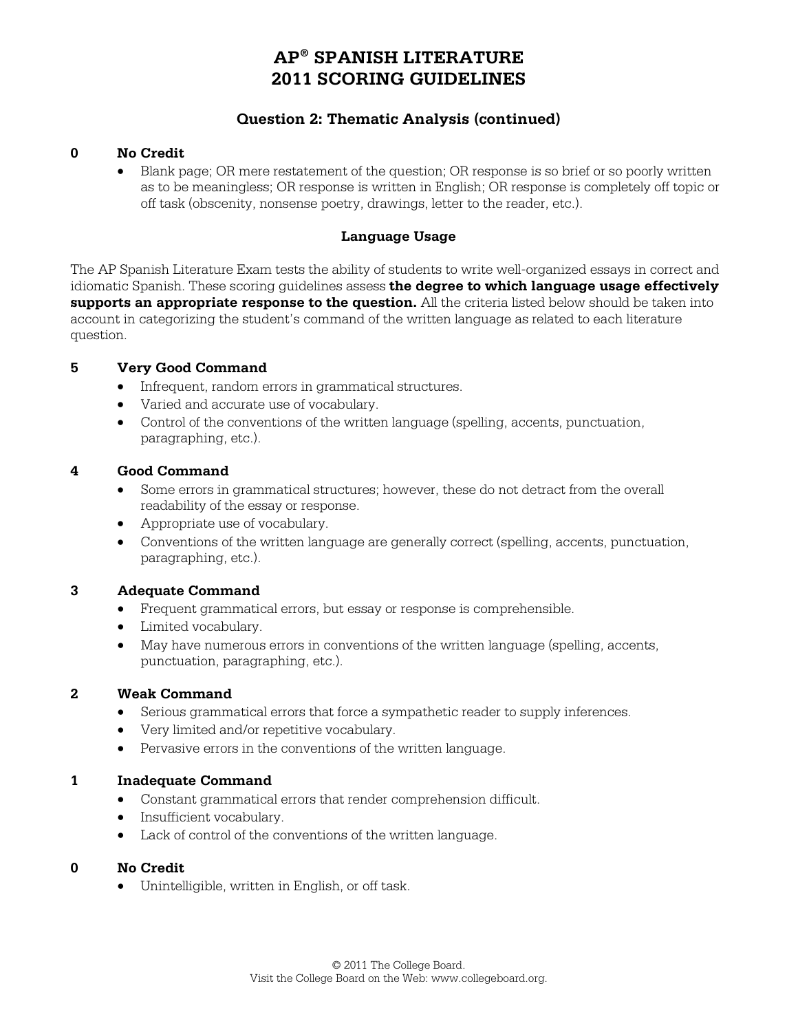# AP® SPANISH LITERATURE
# 2011 SCORING GUIDELINES

## Question 2: Thematic Analysis (continued)

**0 No Credit**

- Blank page; OR mere restatement of the question; OR response is so brief or so poorly written as to be meaningless; OR response is written in English; OR response is completely off topic or off task (obscenity, nonsense poetry, drawings, letter to the reader, etc.).

### Language Usage

The AP Spanish Literature Exam tests the ability of students to write well-organized essays in correct and idiomatic Spanish. These scoring guidelines assess **the degree to which language usage effectively supports an appropriate response to the question.** All the criteria listed below should be taken into account in categorizing the student's command of the written language as related to each literature question.

**5 Very Good Command**

- Infrequent, random errors in grammatical structures.
- Varied and accurate use of vocabulary.
- Control of the conventions of the written language (spelling, accents, punctuation, paragraphing, etc.).

**4 Good Command**

- Some errors in grammatical structures; however, these do not detract from the overall readability of the essay or response.
- Appropriate use of vocabulary.
- Conventions of the written language are generally correct (spelling, accents, punctuation, paragraphing, etc.).

**3 Adequate Command**

- Frequent grammatical errors, but essay or response is comprehensible.
- Limited vocabulary.
- May have numerous errors in conventions of the written language (spelling, accents, punctuation, paragraphing, etc.).

**2 Weak Command**

- Serious grammatical errors that force a sympathetic reader to supply inferences.
- Very limited and/or repetitive vocabulary.
- Pervasive errors in the conventions of the written language.

**1 Inadequate Command**

- Constant grammatical errors that render comprehension difficult.
- Insufficient vocabulary.
- Lack of control of the conventions of the written language.

**0 No Credit**

- Unintelligible, written in English, or off task.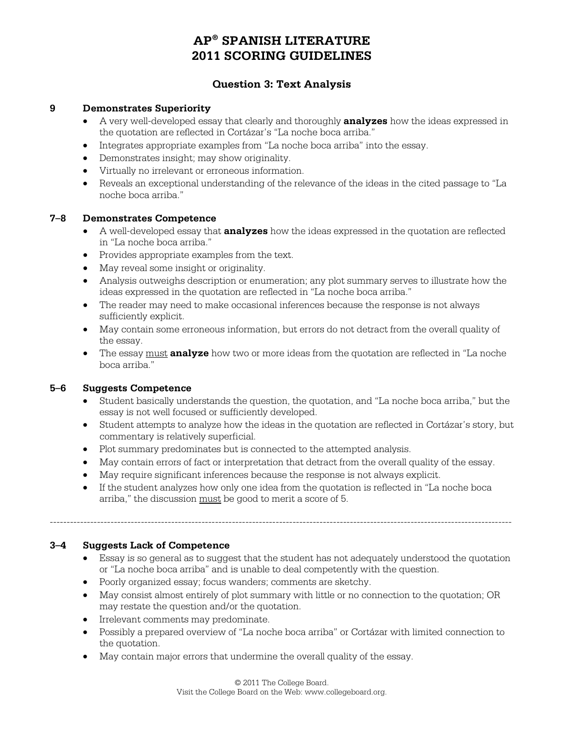# AP® SPANISH LITERATURE 2011 SCORING GUIDELINES

## Question 3: Text Analysis

### 9 Demonstrates Superiority

- A very well-developed essay that clearly and thoroughly **analyzes** how the ideas expressed in the quotation are reflected in Cortázar's "La noche boca arriba."
- Integrates appropriate examples from "La noche boca arriba" into the essay.
- Demonstrates insight; may show originality.
- Virtually no irrelevant or erroneous information.
- Reveals an exceptional understanding of the relevance of the ideas in the cited passage to "La noche boca arriba."

### 7–8 Demonstrates Competence

- A well-developed essay that **analyzes** how the ideas expressed in the quotation are reflected in "La noche boca arriba."
- Provides appropriate examples from the text.
- May reveal some insight or originality.
- Analysis outweighs description or enumeration; any plot summary serves to illustrate how the ideas expressed in the quotation are reflected in "La noche boca arriba."
- The reader may need to make occasional inferences because the response is not always sufficiently explicit.
- May contain some erroneous information, but errors do not detract from the overall quality of the essay.
- The essay <u>must</u> **analyze** how two or more ideas from the quotation are reflected in "La noche boca arriba."

### 5–6 Suggests Competence

- Student basically understands the question, the quotation, and "La noche boca arriba," but the essay is not well focused or sufficiently developed.
- Student attempts to analyze how the ideas in the quotation are reflected in Cortázar's story, but commentary is relatively superficial.
- Plot summary predominates but is connected to the attempted analysis.
- May contain errors of fact or interpretation that detract from the overall quality of the essay.
- May require significant inferences because the response is not always explicit.
- If the student analyzes how only one idea from the quotation is reflected in "La noche boca arriba," the discussion <u>must</u> be good to merit a score of 5.

---

### 3–4 Suggests Lack of Competence

- Essay is so general as to suggest that the student has not adequately understood the quotation or "La noche boca arriba" and is unable to deal competently with the question.
- Poorly organized essay; focus wanders; comments are sketchy.
- May consist almost entirely of plot summary with little or no connection to the quotation; OR may restate the question and/or the quotation.
- Irrelevant comments may predominate.
- Possibly a prepared overview of "La noche boca arriba" or Cortázar with limited connection to the quotation.
- May contain major errors that undermine the overall quality of the essay.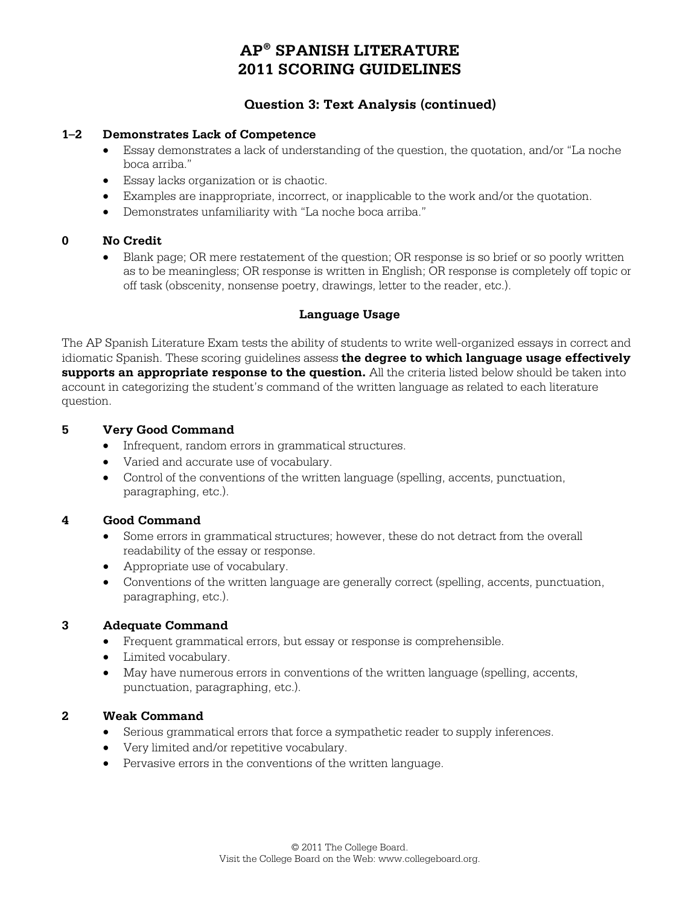# AP® SPANISH LITERATURE
# 2011 SCORING GUIDELINES

## Question 3: Text Analysis (continued)

### 1–2 Demonstrates Lack of Competence

- Essay demonstrates a lack of understanding of the question, the quotation, and/or "La noche boca arriba."
- Essay lacks organization or is chaotic.
- Examples are inappropriate, incorrect, or inapplicable to the work and/or the quotation.
- Demonstrates unfamiliarity with "La noche boca arriba."

### 0 No Credit

- Blank page; OR mere restatement of the question; OR response is so brief or so poorly written as to be meaningless; OR response is written in English; OR response is completely off topic or off task (obscenity, nonsense poetry, drawings, letter to the reader, etc.).

## Language Usage

The AP Spanish Literature Exam tests the ability of students to write well-organized essays in correct and idiomatic Spanish. These scoring guidelines assess **the degree to which language usage effectively supports an appropriate response to the question.** All the criteria listed below should be taken into account in categorizing the student's command of the written language as related to each literature question.

### 5 Very Good Command

- Infrequent, random errors in grammatical structures.
- Varied and accurate use of vocabulary.
- Control of the conventions of the written language (spelling, accents, punctuation, paragraphing, etc.).

### 4 Good Command

- Some errors in grammatical structures; however, these do not detract from the overall readability of the essay or response.
- Appropriate use of vocabulary.
- Conventions of the written language are generally correct (spelling, accents, punctuation, paragraphing, etc.).

### 3 Adequate Command

- Frequent grammatical errors, but essay or response is comprehensible.
- Limited vocabulary.
- May have numerous errors in conventions of the written language (spelling, accents, punctuation, paragraphing, etc.).

### 2 Weak Command

- Serious grammatical errors that force a sympathetic reader to supply inferences.
- Very limited and/or repetitive vocabulary.
- Pervasive errors in the conventions of the written language.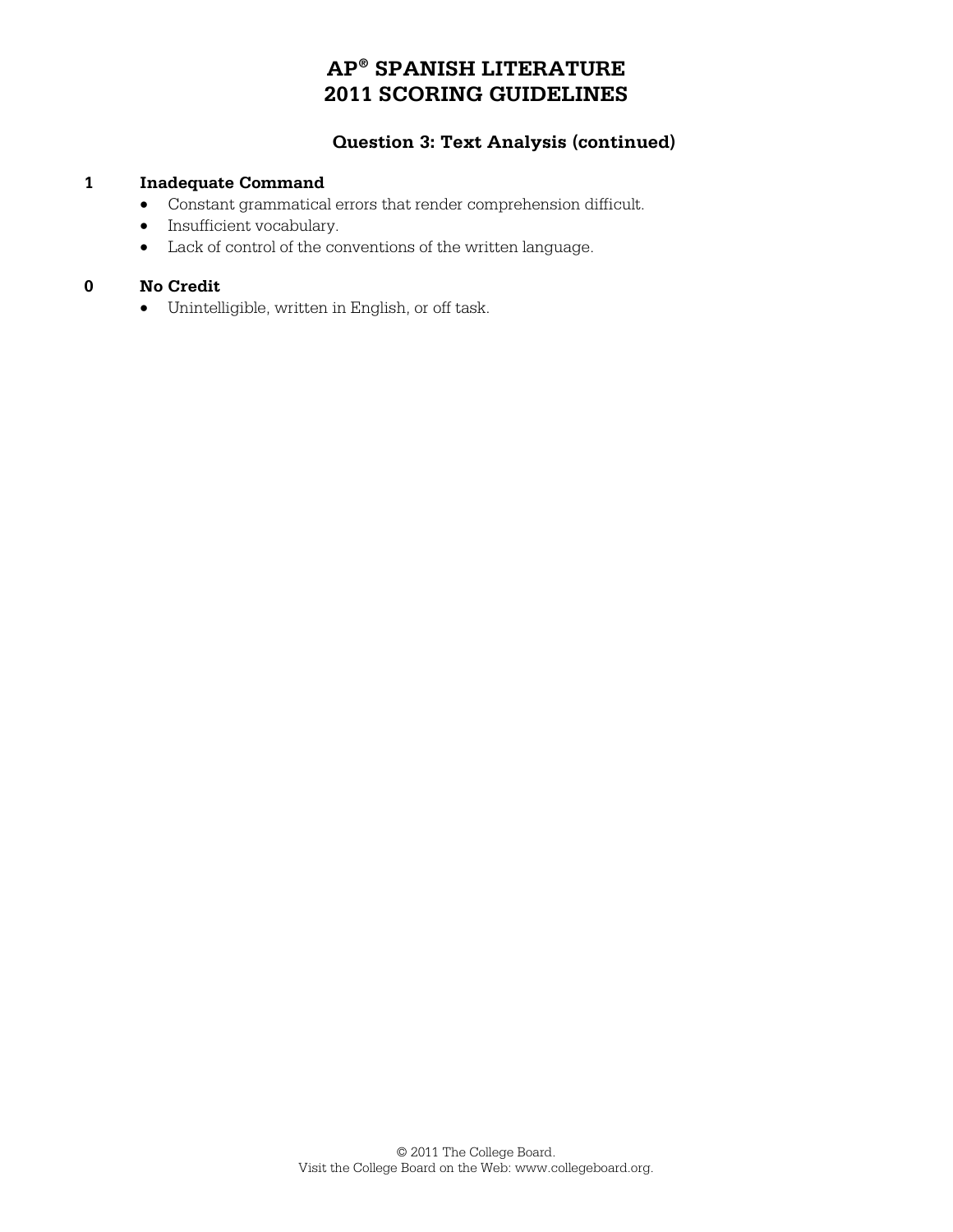# AP® SPANISH LITERATURE 2011 SCORING GUIDELINES

## Question 3: Text Analysis (continued)

**1 Inadequate Command**

- Constant grammatical errors that render comprehension difficult.
- Insufficient vocabulary.
- Lack of control of the conventions of the written language.

**0 No Credit**

- Unintelligible, written in English, or off task.